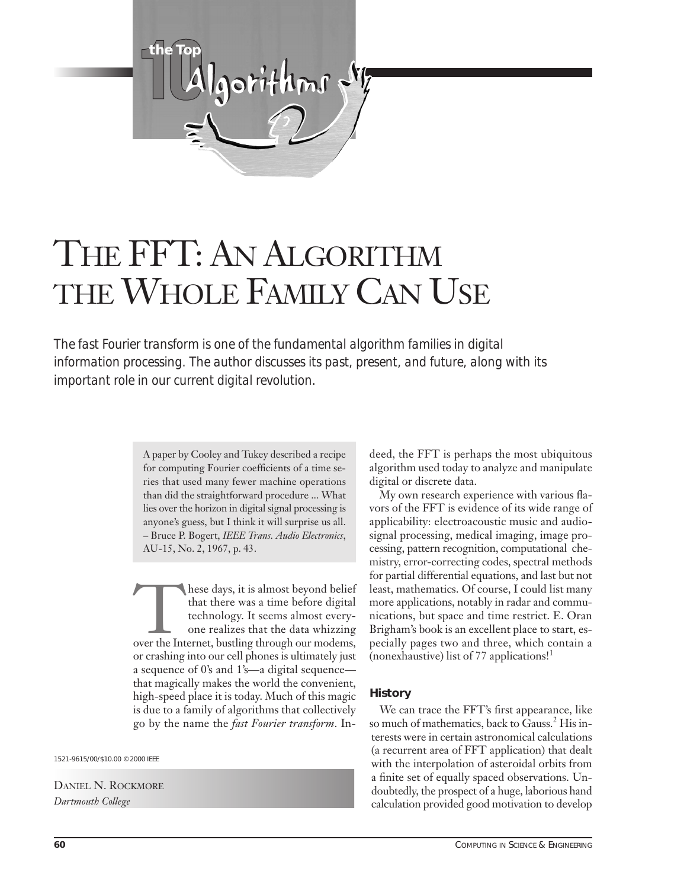# The FFT: An Algorithm the Whole Family Can Use

*The fast Fourier transform is one of the fundamental algorithm families in digital information processing. The author discusses its past, present, and future, along with its important role in our current digital revolution.*

Daniel N. Rockmore
*Dartmouth College*

> A paper by Cooley and Tukey described a recipe for computing Fourier coefficients of a time series that used many fewer machine operations than did the straightforward procedure ... What lies over the horizon in digital signal processing is anyone's guess, but I think it will surprise us all.
> – Bruce P. Bogert, *IEEE Trans. Audio Electronics*, AU-15, No. 2, 1967, p. 43.

These days, it is almost beyond belief that there was a time before digital technology. It seems almost everyone realizes that the data whizzing over the Internet, bustling through our modems, or crashing into our cell phones is ultimately just a sequence of 0's and 1's—a digital sequence—that magically makes the world the convenient, high-speed place it is today. Much of this magic is due to a family of algorithms that collectively go by the name the *fast Fourier transform*. Indeed, the FFT is perhaps the most ubiquitous algorithm used today to analyze and manipulate digital or discrete data.

My own research experience with various flavors of the FFT is evidence of its wide range of applicability: electroacoustic music and audio-signal processing, medical imaging, image processing, pattern recognition, computational chemistry, error-correcting codes, spectral methods for partial differential equations, and last but not least, mathematics. Of course, I could list many more applications, notably in radar and communications, but space and time restrict. E. Oran Brigham's book is an excellent place to start, especially pages two and three, which contain a (nonexhaustive) list of 77 applications![1]

## History

We can trace the FFT's first appearance, like so much of mathematics, back to Gauss.[2] His interests were in certain astronomical calculations (a recurrent area of FFT application) that dealt with the interpolation of asteroidal orbits from a finite set of equally spaced observations. Undoubtedly, the prospect of a huge, laborious hand calculation provided good motivation to develop

1521-9615/00/$10.00 © 2000 IEEE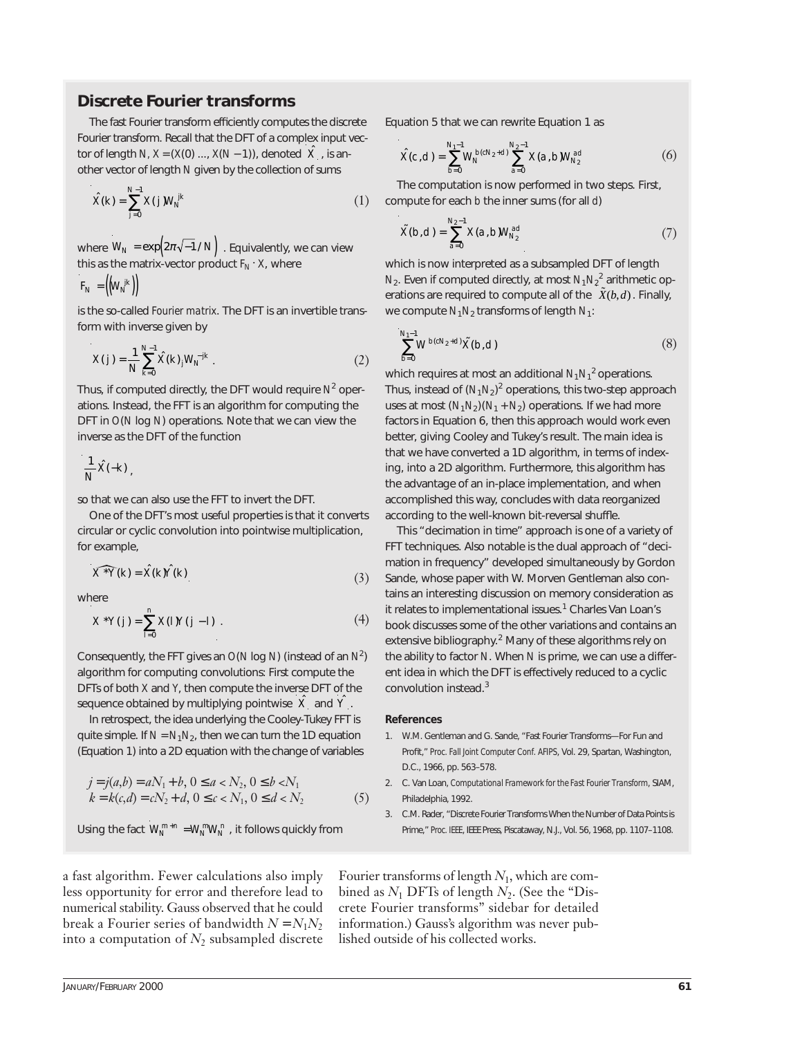## Discrete Fourier transforms

The fast Fourier transform efficiently computes the discrete Fourier transform. Recall that the DFT of a complex input vector of length $N$, $X = (X(0) \ldots, X(N-1))$, denoted $\hat{X}$, is another vector of length $N$ given by the collection of sums

$$\hat{X}(k) = \sum_{j=0}^{N-1} X(j) W_N^{jk} \tag{1}$$

where $W_N = \exp\left(2\pi\sqrt{-1}/N\right)$. Equivalently, we can view this as the matrix-vector product $F_N \cdot X$, where

$$F_N = \left(\left(W_N^{jk}\right)\right)$$

is the so-called *Fourier matrix*. The DFT is an invertible transform with inverse given by

$$X(j) = \frac{1}{N} \sum_{k=0}^{N-1} \hat{X}(k)_j W_N^{-jk}. \tag{2}$$

Thus, if computed directly, the DFT would require $N^2$ operations. Instead, the FFT is an algorithm for computing the DFT in $O(N \log N)$ operations. Note that we can view the inverse as the DFT of the function

$$\frac{1}{N}\hat{X}(-k),$$

so that we can also use the FFT to invert the DFT.

One of the DFT's most useful properties is that it converts circular or cyclic convolution into pointwise multiplication, for example,

$$\widehat{X * Y}(k) = \hat{X}(k)\hat{Y}(k) \tag{3}$$

where

$$X * Y(j) = \sum_{l=0}^{n} X(l) Y(j-l). \tag{4}$$

Consequently, the FFT gives an $O(N \log N)$ (instead of an $N^2$) algorithm for computing convolutions: First compute the DFTs of both $X$ and $Y$, then compute the inverse DFT of the sequence obtained by multiplying pointwise $\hat{X}$ and $\hat{Y}$.

In retrospect, the idea underlying the Cooley-Tukey FFT is quite simple. If $N = N_1 N_2$, then we can turn the 1D equation (Equation 1) into a 2D equation with the change of variables

$$\begin{aligned} j = j(a,b) &= aN_1 + b,\ 0 \le a < N_2,\ 0 \le b < N_1 \\ k = k(c,d) &= cN_2 + d,\ 0 \le c < N_1,\ 0 \le d < N_2 \end{aligned} \tag{5}$$

Using the fact $W_N^{m+n} = W_N^m W_N^n$, it follows quickly from Equation 5 that we can rewrite Equation 1 as

$$\hat{X}(c,d) = \sum_{b=0}^{N_1-1} W_N^{b(cN_2+d)} \sum_{a=0}^{N_2-1} X(a,b) W_{N_2}^{ad} \tag{6}$$

The computation is now performed in two steps. First, compute for each $b$ the inner sums (for all $d$)

$$\tilde{X}(b,d) = \sum_{a=0}^{N_2-1} X(a,b) W_{N_2}^{ad} \tag{7}$$

which is now interpreted as a subsampled DFT of length $N_2$. Even if computed directly, at most $N_1 N_2^2$ arithmetic operations are required to compute all of the $\tilde{X}(b,d)$. Finally, we compute $N_1 N_2$ transforms of length $N_1$:

$$\sum_{b=0}^{N_1-1} W^{b(cN_2+d)} \tilde{X}(b,d) \tag{8}$$

which requires at most an additional $N_1 N_1^2$ operations. Thus, instead of $(N_1 N_2)^2$ operations, this two-step approach uses at most $(N_1 N_2)(N_1 + N_2)$ operations. If we had more factors in Equation 6, then this approach would work even better, giving Cooley and Tukey's result. The main idea is that we have converted a 1D algorithm, in terms of indexing, into a 2D algorithm. Furthermore, this algorithm has the advantage of an in-place implementation, and when accomplished this way, concludes with data reorganized according to the well-known bit-reversal shuffle.

This "decimation in time" approach is one of a variety of FFT techniques. Also notable is the dual approach of "decimation in frequency" developed simultaneously by Gordon Sande, whose paper with W. Morven Gentleman also contains an interesting discussion on memory consideration as it relates to implementational issues.[1] Charles Van Loan's book discusses some of the other variations and contains an extensive bibliography.[2] Many of these algorithms rely on the ability to factor $N$. When $N$ is prime, we can use a different idea in which the DFT is effectively reduced to a cyclic convolution instead.[3]

### References

1. W.M. Gentleman and G. Sande, "Fast Fourier Transforms—For Fun and Profit," *Proc. Fall Joint Computer Conf. AFIPS*, Vol. 29, Spartan, Washington, D.C., 1966, pp. 563–578.
2. C. Van Loan, *Computational Framework for the Fast Fourier Transform*, SIAM, Philadelphia, 1992.
3. C.M. Rader, "Discrete Fourier Transforms When the Number of Data Points is Prime," *Proc. IEEE*, IEEE Press, Piscataway, N.J., Vol. 56, 1968, pp. 1107–1108.

a fast algorithm. Fewer calculations also imply less opportunity for error and therefore lead to numerical stability. Gauss observed that he could break a Fourier series of bandwidth $N = N_1 N_2$ into a computation of $N_2$ subsampled discrete Fourier transforms of length $N_1$, which are combined as $N_1$ DFTs of length $N_2$. (See the "Discrete Fourier transforms" sidebar for detailed information.) Gauss's algorithm was never published outside of his collected works.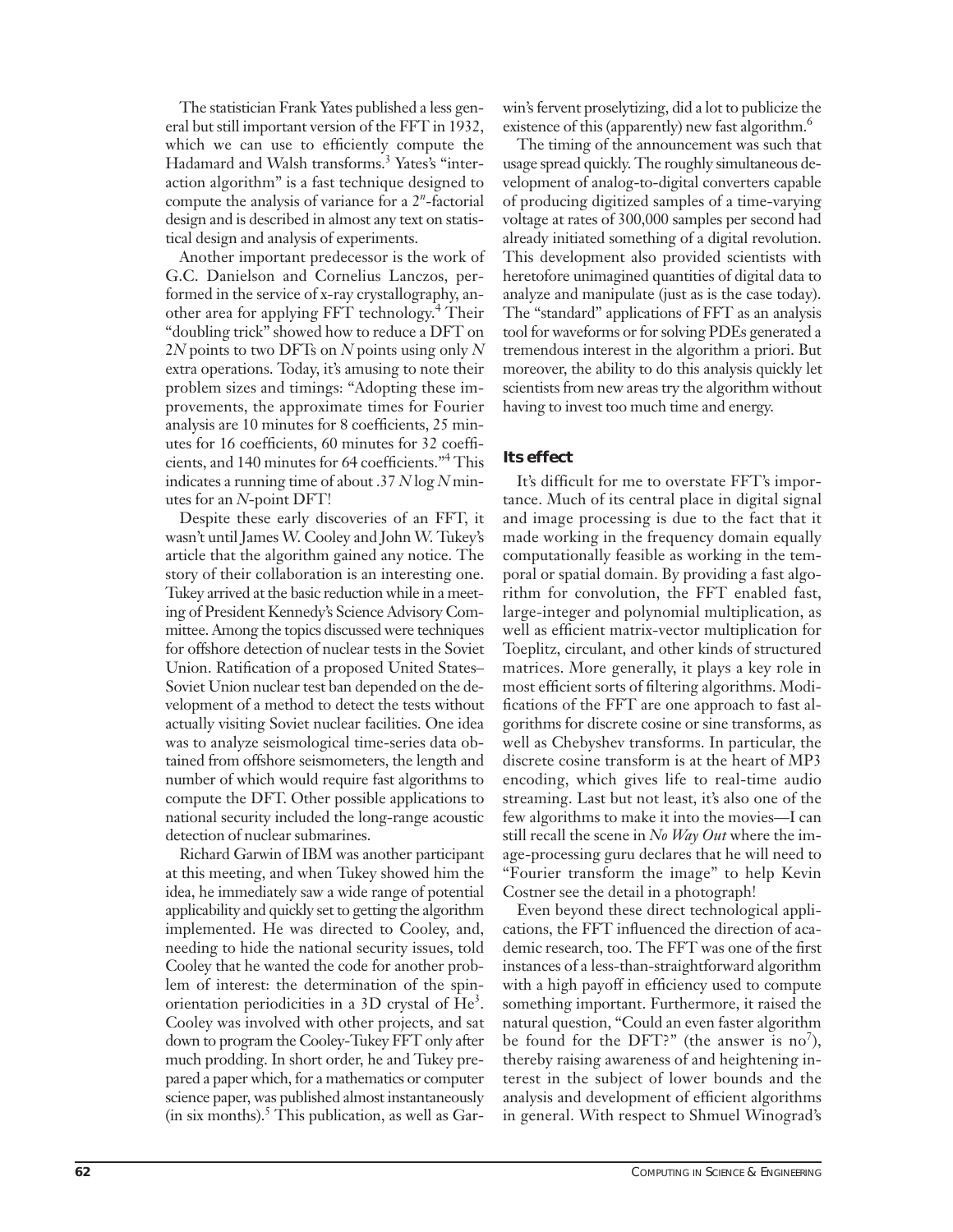The statistician Frank Yates published a less general but still important version of the FFT in 1932, which we can use to efficiently compute the Hadamard and Walsh transforms.[3] Yates's "interaction algorithm" is a fast technique designed to compute the analysis of variance for a $2^n$-factorial design and is described in almost any text on statistical design and analysis of experiments.

Another important predecessor is the work of G.C. Danielson and Cornelius Lanczos, performed in the service of x-ray crystallography, another area for applying FFT technology.[4] Their "doubling trick" showed how to reduce a DFT on $2N$ points to two DFTs on $N$ points using only $N$ extra operations. Today, it's amusing to note their problem sizes and timings: "Adopting these improvements, the approximate times for Fourier analysis are 10 minutes for 8 coefficients, 25 minutes for 16 coefficients, 60 minutes for 32 coefficients, and 140 minutes for 64 coefficients."[4] This indicates a running time of about $.37\, N \log N$ minutes for an $N$-point DFT!

Despite these early discoveries of an FFT, it wasn't until James W. Cooley and John W. Tukey's article that the algorithm gained any notice. The story of their collaboration is an interesting one. Tukey arrived at the basic reduction while in a meeting of President Kennedy's Science Advisory Committee. Among the topics discussed were techniques for offshore detection of nuclear tests in the Soviet Union. Ratification of a proposed United States–Soviet Union nuclear test ban depended on the development of a method to detect the tests without actually visiting Soviet nuclear facilities. One idea was to analyze seismological time-series data obtained from offshore seismometers, the length and number of which would require fast algorithms to compute the DFT. Other possible applications to national security included the long-range acoustic detection of nuclear submarines.

Richard Garwin of IBM was another participant at this meeting, and when Tukey showed him the idea, he immediately saw a wide range of potential applicability and quickly set to getting the algorithm implemented. He was directed to Cooley, and, needing to hide the national security issues, told Cooley that he wanted the code for another problem of interest: the determination of the spin-orientation periodicities in a 3D crystal of $He^3$. Cooley was involved with other projects, and sat down to program the Cooley-Tukey FFT only after much prodding. In short order, he and Tukey prepared a paper which, for a mathematics or computer science paper, was published almost instantaneously (in six months).[5] This publication, as well as Garwin's fervent proselytizing, did a lot to publicize the existence of this (apparently) new fast algorithm.[6]

The timing of the announcement was such that usage spread quickly. The roughly simultaneous development of analog-to-digital converters capable of producing digitized samples of a time-varying voltage at rates of 300,000 samples per second had already initiated something of a digital revolution. This development also provided scientists with heretofore unimagined quantities of digital data to analyze and manipulate (just as is the case today). The "standard" applications of FFT as an analysis tool for waveforms or for solving PDEs generated a tremendous interest in the algorithm a priori. But moreover, the ability to do this analysis quickly let scientists from new areas try the algorithm without having to invest too much time and energy.

## Its effect

It's difficult for me to overstate FFT's importance. Much of its central place in digital signal and image processing is due to the fact that it made working in the frequency domain equally computationally feasible as working in the temporal or spatial domain. By providing a fast algorithm for convolution, the FFT enabled fast, large-integer and polynomial multiplication, as well as efficient matrix-vector multiplication for Toeplitz, circulant, and other kinds of structured matrices. More generally, it plays a key role in most efficient sorts of filtering algorithms. Modifications of the FFT are one approach to fast algorithms for discrete cosine or sine transforms, as well as Chebyshev transforms. In particular, the discrete cosine transform is at the heart of MP3 encoding, which gives life to real-time audio streaming. Last but not least, it's also one of the few algorithms to make it into the movies—I can still recall the scene in *No Way Out* where the image-processing guru declares that he will need to "Fourier transform the image" to help Kevin Costner see the detail in a photograph!

Even beyond these direct technological applications, the FFT influenced the direction of academic research, too. The FFT was one of the first instances of a less-than-straightforward algorithm with a high payoff in efficiency used to compute something important. Furthermore, it raised the natural question, "Could an even faster algorithm be found for the DFT?" (the answer is no[7]), thereby raising awareness of and heightening interest in the subject of lower bounds and the analysis and development of efficient algorithms in general. With respect to Shmuel Winograd's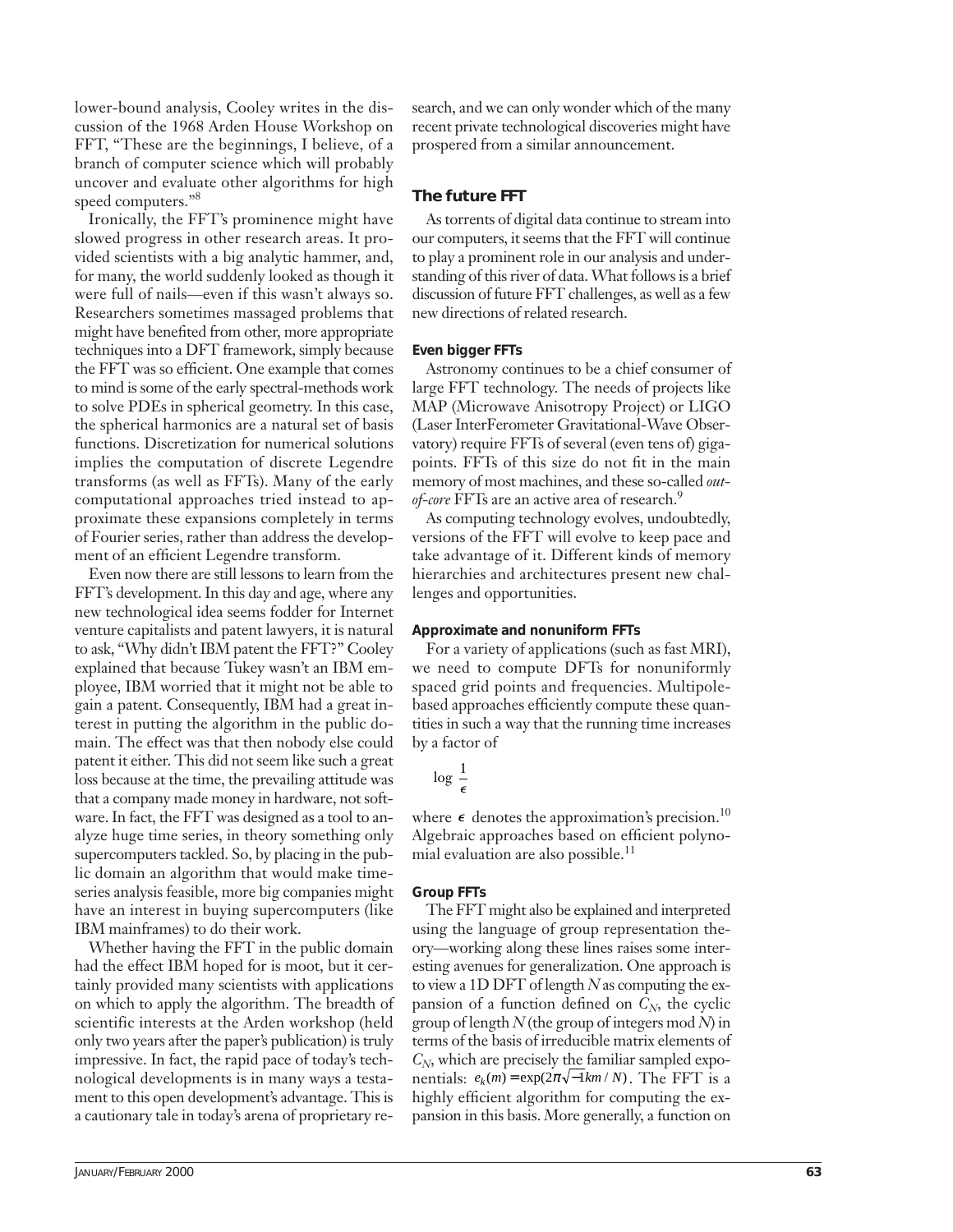lower-bound analysis, Cooley writes in the discussion of the 1968 Arden House Workshop on FFT, "These are the beginnings, I believe, of a branch of computer science which will probably uncover and evaluate other algorithms for high speed computers."[8]

Ironically, the FFT's prominence might have slowed progress in other research areas. It provided scientists with a big analytic hammer, and, for many, the world suddenly looked as though it were full of nails—even if this wasn't always so. Researchers sometimes massaged problems that might have benefited from other, more appropriate techniques into a DFT framework, simply because the FFT was so efficient. One example that comes to mind is some of the early spectral-methods work to solve PDEs in spherical geometry. In this case, the spherical harmonics are a natural set of basis functions. Discretization for numerical solutions implies the computation of discrete Legendre transforms (as well as FFTs). Many of the early computational approaches tried instead to approximate these expansions completely in terms of Fourier series, rather than address the development of an efficient Legendre transform.

Even now there are still lessons to learn from the FFT's development. In this day and age, where any new technological idea seems fodder for Internet venture capitalists and patent lawyers, it is natural to ask, "Why didn't IBM patent the FFT?" Cooley explained that because Tukey wasn't an IBM employee, IBM worried that it might not be able to gain a patent. Consequently, IBM had a great interest in putting the algorithm in the public domain. The effect was that then nobody else could patent it either. This did not seem like such a great loss because at the time, the prevailing attitude was that a company made money in hardware, not software. In fact, the FFT was designed as a tool to analyze huge time series, in theory something only supercomputers tackled. So, by placing in the public domain an algorithm that would make time-series analysis feasible, more big companies might have an interest in buying supercomputers (like IBM mainframes) to do their work.

Whether having the FFT in the public domain had the effect IBM hoped for is moot, but it certainly provided many scientists with applications on which to apply the algorithm. The breadth of scientific interests at the Arden workshop (held only two years after the paper's publication) is truly impressive. In fact, the rapid pace of today's technological developments is in many ways a testament to this open development's advantage. This is a cautionary tale in today's arena of proprietary research, and we can only wonder which of the many recent private technological discoveries might have prospered from a similar announcement.

## The future FFT

As torrents of digital data continue to stream into our computers, it seems that the FFT will continue to play a prominent role in our analysis and understanding of this river of data. What follows is a brief discussion of future FFT challenges, as well as a few new directions of related research.

### Even bigger FFTs

Astronomy continues to be a chief consumer of large FFT technology. The needs of projects like MAP (Microwave Anisotropy Project) or LIGO (Laser InterFerometer Gravitational-Wave Observatory) require FFTs of several (even tens of) gigapoints. FFTs of this size do not fit in the main memory of most machines, and these so-called *out-of-core* FFTs are an active area of research.[9]

As computing technology evolves, undoubtedly, versions of the FFT will evolve to keep pace and take advantage of it. Different kinds of memory hierarchies and architectures present new challenges and opportunities.

### Approximate and nonuniform FFTs

For a variety of applications (such as fast MRI), we need to compute DFTs for nonuniformly spaced grid points and frequencies. Multipole-based approaches efficiently compute these quantities in such a way that the running time increases by a factor of

$$\log \frac{1}{\epsilon}$$

where $\epsilon$ denotes the approximation's precision.[10] Algebraic approaches based on efficient polynomial evaluation are also possible.[11]

### Group FFTs

The FFT might also be explained and interpreted using the language of group representation theory—working along these lines raises some interesting avenues for generalization. One approach is to view a 1D DFT of length $N$ as computing the expansion of a function defined on $C_N$, the cyclic group of length $N$ (the group of integers mod $N$) in terms of the basis of irreducible matrix elements of $C_N$, which are precisely the familiar sampled exponentials: $e_k(m) = \exp(2\pi\sqrt{-1}km/N)$. The FFT is a highly efficient algorithm for computing the expansion in this basis. More generally, a function on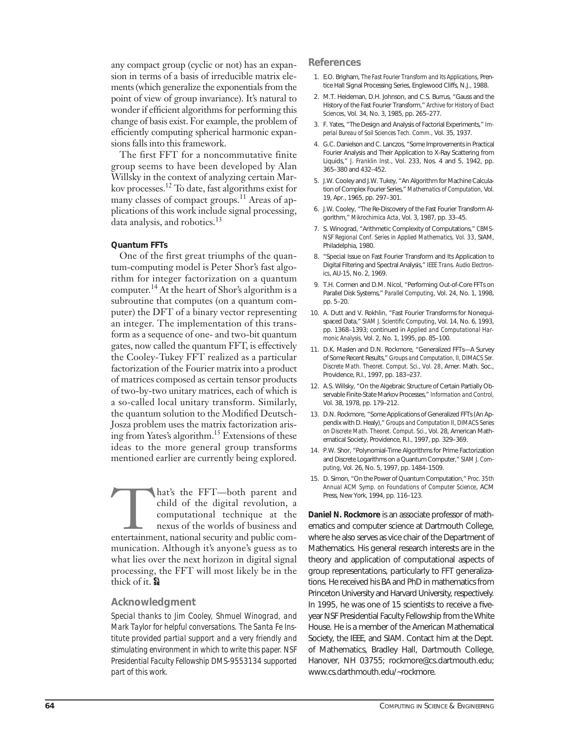any compact group (cyclic or not) has an expansion in terms of a basis of irreducible matrix elements (which generalize the exponentials from the point of view of group invariance). It's natural to wonder if efficient algorithms for performing this change of basis exist. For example, the problem of efficiently computing spherical harmonic expansions falls into this framework.

The first FFT for a noncommutative finite group seems to have been developed by Alan Willsky in the context of analyzing certain Markov processes.[12] To date, fast algorithms exist for many classes of compact groups.[11] Areas of applications of this work include signal processing, data analysis, and robotics.[13]

#### Quantum FFTs

One of the first great triumphs of the quantum-computing model is Peter Shor's fast algorithm for integer factorization on a quantum computer.[14] At the heart of Shor's algorithm is a subroutine that computes (on a quantum computer) the DFT of a binary vector representing an integer. The implementation of this transform as a sequence of one- and two-bit quantum gates, now called the quantum FFT, is effectively the Cooley-Tukey FFT realized as a particular factorization of the Fourier matrix into a product of matrices composed as certain tensor products of two-by-two unitary matrices, each of which is a so-called local unitary transform. Similarly, the quantum solution to the Modified Deutsch-Josza problem uses the matrix factorization arising from Yates's algorithm.[15] Extensions of these ideas to the more general group transforms mentioned earlier are currently being explored.

That's the FFT—both parent and child of the digital revolution, a computational technique at the nexus of the worlds of business and entertainment, national security and public communication. Although it's anyone's guess as to what lies over the next horizon in digital signal processing, the FFT will most likely be in the thick of it.

## Acknowledgment

*Special thanks to Jim Cooley, Shmuel Winograd, and Mark Taylor for helpful conversations. The Santa Fe Institute provided partial support and a very friendly and stimulating environment in which to write this paper. NSF Presidential Faculty Fellowship DMS-9553134 supported part of this work.*

## References

1. E.O. Brigham, *The Fast Fourier Transform and Its Applications*, Prentice Hall Signal Processing Series, Englewood Cliffs, N.J., 1988.
2. M.T. Heideman, D.H. Johnson, and C.S. Burrus, "Gauss and the History of the Fast Fourier Transform," *Archive for History of Exact Sciences*, Vol. 34, No. 3, 1985, pp. 265–277.
3. F. Yates, "The Design and Analysis of Factorial Experiments," *Imperial Bureau of Soil Sciences Tech. Comm.*, Vol. 35, 1937.
4. G.C. Danielson and C. Lanczos, "Some Improvements in Practical Fourier Analysis and Their Application to X-Ray Scattering from Liquids," *J. Franklin Inst.*, Vol. 233, Nos. 4 and 5, 1942, pp. 365–380 and 432–452.
5. J.W. Cooley and J.W. Tukey, "An Algorithm for Machine Calculation of Complex Fourier Series," *Mathematics of Computation*, Vol. 19, Apr., 1965, pp. 297–301.
6. J.W. Cooley, "The Re-Discovery of the Fast Fourier Transform Algorithm," *Mikrochimica Acta*, Vol. 3, 1987, pp. 33–45.
7. S. Winograd, "Arithmetic Complexity of Computations," *CBMS-NSF Regional Conf. Series in Applied Mathematics, Vol. 33*, SIAM, Philadelphia, 1980.
8. "Special Issue on Fast Fourier Transform and Its Application to Digital Filtering and Spectral Analysis," *IEEE Trans. Audio Electronics*, AU-15, No. 2, 1969.
9. T.H. Cormen and D.M. Nicol, "Performing Out-of-Core FFTs on Parallel Disk Systems," *Parallel Computing*, Vol. 24, No. 1, 1998, pp. 5–20.
10. A. Dutt and V. Rokhlin, "Fast Fourier Transforms for Nonequispaced Data," *SIAM J. Scientific Computing*, Vol. 14, No. 6, 1993, pp. 1368–1393; continued in *Applied and Computational Harmonic Analysis*, Vol. 2, No. 1, 1995, pp. 85–100.
11. D.K. Maslen and D.N. Rockmore, "Generalized FFTs—A Survey of Some Recent Results," *Groups and Computation, II, DIMACS Ser. Discrete Math. Theoret. Comput. Sci., Vol. 28*, Amer. Math. Soc., Providence, R.I., 1997, pp. 183–237.
12. A.S. Willsky, "On the Algebraic Structure of Certain Partially Observable Finite-State Markov Processes," *Information and Control*, Vol. 38, 1978, pp. 179–212.
13. D.N. Rockmore, "Some Applications of Generalized FFTs (An Appendix with D. Healy)," *Groups and Computation II, DIMACS Series on Discrete Math. Theoret. Comput. Sci.*, Vol. 28, American Mathematical Society, Providence, R.I., 1997, pp. 329–369.
14. P.W. Shor, "Polynomial-Time Algorithms for Prime Factorization and Discrete Logarithms on a Quantum Computer," *SIAM J. Computing*, Vol. 26, No. 5, 1997, pp. 1484–1509.
15. D. Simon, "On the Power of Quantum Computation," *Proc. 35th Annual ACM Symp. on Foundations of Computer Science*, ACM Press, New York, 1994, pp. 116–123.

**Daniel N. Rockmore** is an associate professor of mathematics and computer science at Dartmouth College, where he also serves as vice chair of the Department of Mathematics. His general research interests are in the theory and application of computational aspects of group representations, particularly to FFT generalizations. He received his BA and PhD in mathematics from Princeton University and Harvard University, respectively. In 1995, he was one of 15 scientists to receive a five-year NSF Presidential Faculty Fellowship from the White House. He is a member of the American Mathematical Society, the IEEE, and SIAM. Contact him at the Dept. of Mathematics, Bradley Hall, Dartmouth College, Hanover, NH 03755; rockmore@cs.dartmouth.edu; www.cs.darthmouth.edu/~rockmore.